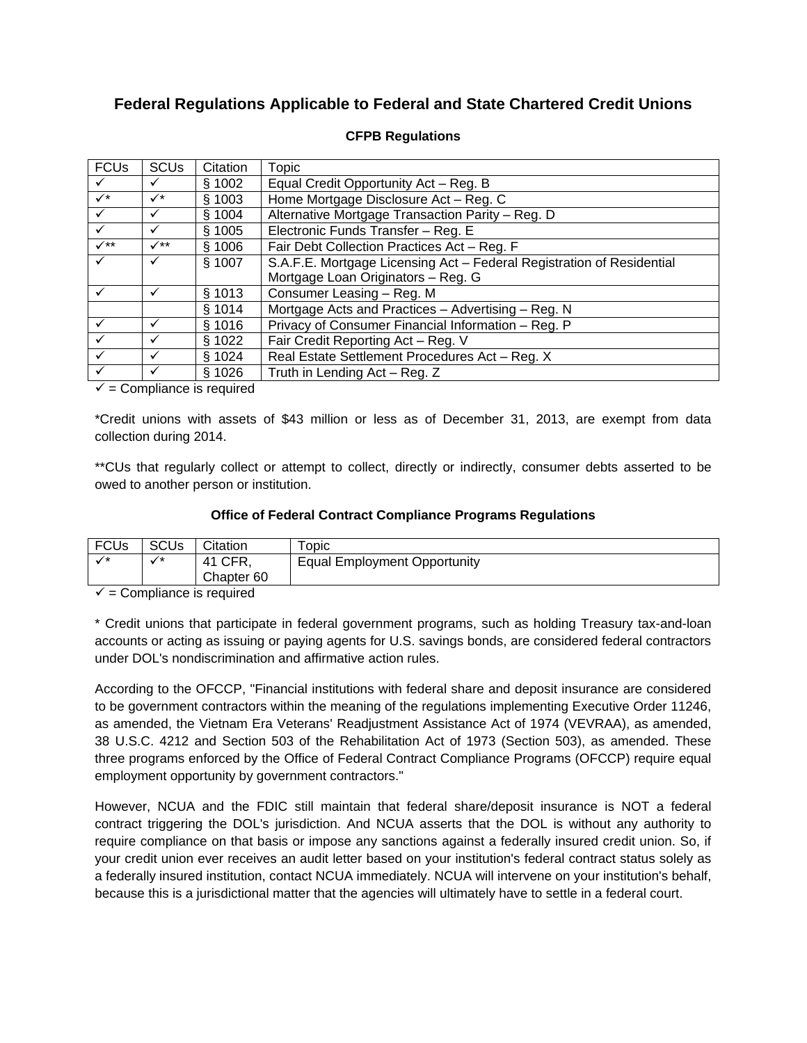# Federal Regulations Applicable to Federal and State Chartered Credit Unions

### CFPB Regulations

| FCUs | SCUs | Citation | Topic |
|---|---|---|---|
| ✓ | ✓ | § 1002 | Equal Credit Opportunity Act – Reg. B |
| ✓* | ✓* | § 1003 | Home Mortgage Disclosure Act – Reg. C |
| ✓ | ✓ | § 1004 | Alternative Mortgage Transaction Parity – Reg. D |
| ✓ | ✓ | § 1005 | Electronic Funds Transfer – Reg. E |
| ✓** | ✓** | § 1006 | Fair Debt Collection Practices Act – Reg. F |
| ✓ | ✓ | § 1007 | S.A.F.E. Mortgage Licensing Act – Federal Registration of Residential Mortgage Loan Originators – Reg. G |
| ✓ | ✓ | § 1013 | Consumer Leasing – Reg. M |
| | | § 1014 | Mortgage Acts and Practices – Advertising – Reg. N |
| ✓ | ✓ | § 1016 | Privacy of Consumer Financial Information – Reg. P |
| ✓ | ✓ | § 1022 | Fair Credit Reporting Act – Reg. V |
| ✓ | ✓ | § 1024 | Real Estate Settlement Procedures Act – Reg. X |
| ✓ | ✓ | § 1026 | Truth in Lending Act – Reg. Z |

✓ = Compliance is required

*Credit unions with assets of $43 million or less as of December 31, 2013, are exempt from data collection during 2014.

**CUs that regularly collect or attempt to collect, directly or indirectly, consumer debts asserted to be owed to another person or institution.

### Office of Federal Contract Compliance Programs Regulations

| FCUs | SCUs | Citation | Topic |
|---|---|---|---|
| ✓* | ✓* | 41 CFR, Chapter 60 | Equal Employment Opportunity |

✓ = Compliance is required

* Credit unions that participate in federal government programs, such as holding Treasury tax-and-loan accounts or acting as issuing or paying agents for U.S. savings bonds, are considered federal contractors under DOL's nondiscrimination and affirmative action rules.

According to the OFCCP, "Financial institutions with federal share and deposit insurance are considered to be government contractors within the meaning of the regulations implementing Executive Order 11246, as amended, the Vietnam Era Veterans' Readjustment Assistance Act of 1974 (VEVRAA), as amended, 38 U.S.C. 4212 and Section 503 of the Rehabilitation Act of 1973 (Section 503), as amended. These three programs enforced by the Office of Federal Contract Compliance Programs (OFCCP) require equal employment opportunity by government contractors."

However, NCUA and the FDIC still maintain that federal share/deposit insurance is NOT a federal contract triggering the DOL's jurisdiction. And NCUA asserts that the DOL is without any authority to require compliance on that basis or impose any sanctions against a federally insured credit union. So, if your credit union ever receives an audit letter based on your institution's federal contract status solely as a federally insured institution, contact NCUA immediately. NCUA will intervene on your institution's behalf, because this is a jurisdictional matter that the agencies will ultimately have to settle in a federal court.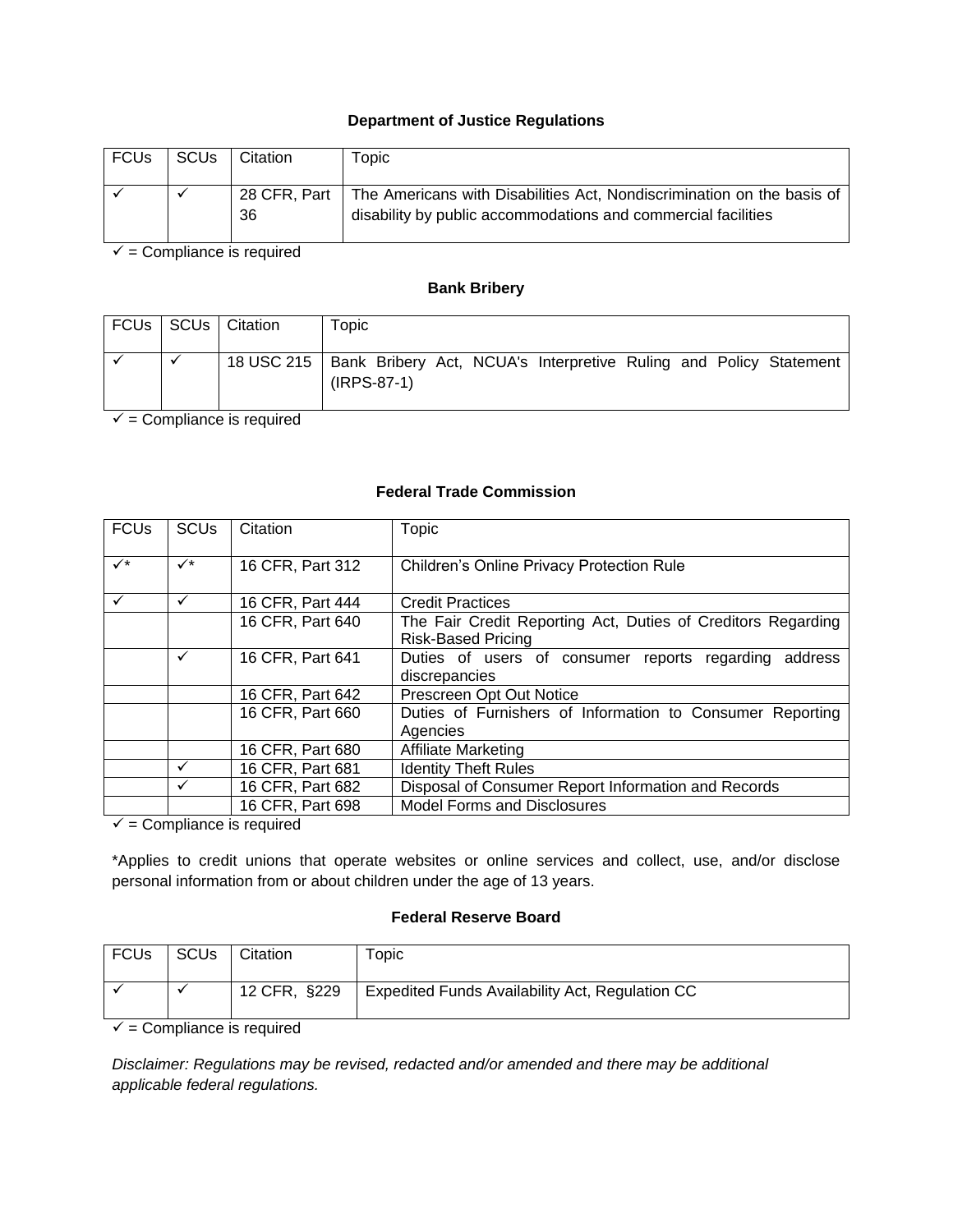**Department of Justice Regulations**

| FCUs | SCUs | Citation | Topic |
|---|---|---|---|
| ✓ | ✓ | 28 CFR, Part 36 | The Americans with Disabilities Act, Nondiscrimination on the basis of disability by public accommodations and commercial facilities |

✓ = Compliance is required

**Bank Bribery**

| FCUs | SCUs | Citation | Topic |
|---|---|---|---|
| ✓ | ✓ | 18 USC 215 | Bank Bribery Act, NCUA's Interpretive Ruling and Policy Statement (IRPS-87-1) |

✓ = Compliance is required

**Federal Trade Commission**

| FCUs | SCUs | Citation | Topic |
|---|---|---|---|
| ✓* | ✓* | 16 CFR, Part 312 | Children's Online Privacy Protection Rule |
| ✓ | ✓ | 16 CFR, Part 444 | Credit Practices |
| | | 16 CFR, Part 640 | The Fair Credit Reporting Act, Duties of Creditors Regarding Risk-Based Pricing |
| | ✓ | 16 CFR, Part 641 | Duties of users of consumer reports regarding address discrepancies |
| | | 16 CFR, Part 642 | Prescreen Opt Out Notice |
| | | 16 CFR, Part 660 | Duties of Furnishers of Information to Consumer Reporting Agencies |
| | | 16 CFR, Part 680 | Affiliate Marketing |
| | ✓ | 16 CFR, Part 681 | Identity Theft Rules |
| | ✓ | 16 CFR, Part 682 | Disposal of Consumer Report Information and Records |
| | | 16 CFR, Part 698 | Model Forms and Disclosures |

✓ = Compliance is required

*Applies to credit unions that operate websites or online services and collect, use, and/or disclose personal information from or about children under the age of 13 years.

**Federal Reserve Board**

| FCUs | SCUs | Citation | Topic |
|---|---|---|---|
| ✓ | ✓ | 12 CFR, §229 | Expedited Funds Availability Act, Regulation CC |

✓ = Compliance is required

*Disclaimer: Regulations may be revised, redacted and/or amended and there may be additional applicable federal regulations.*